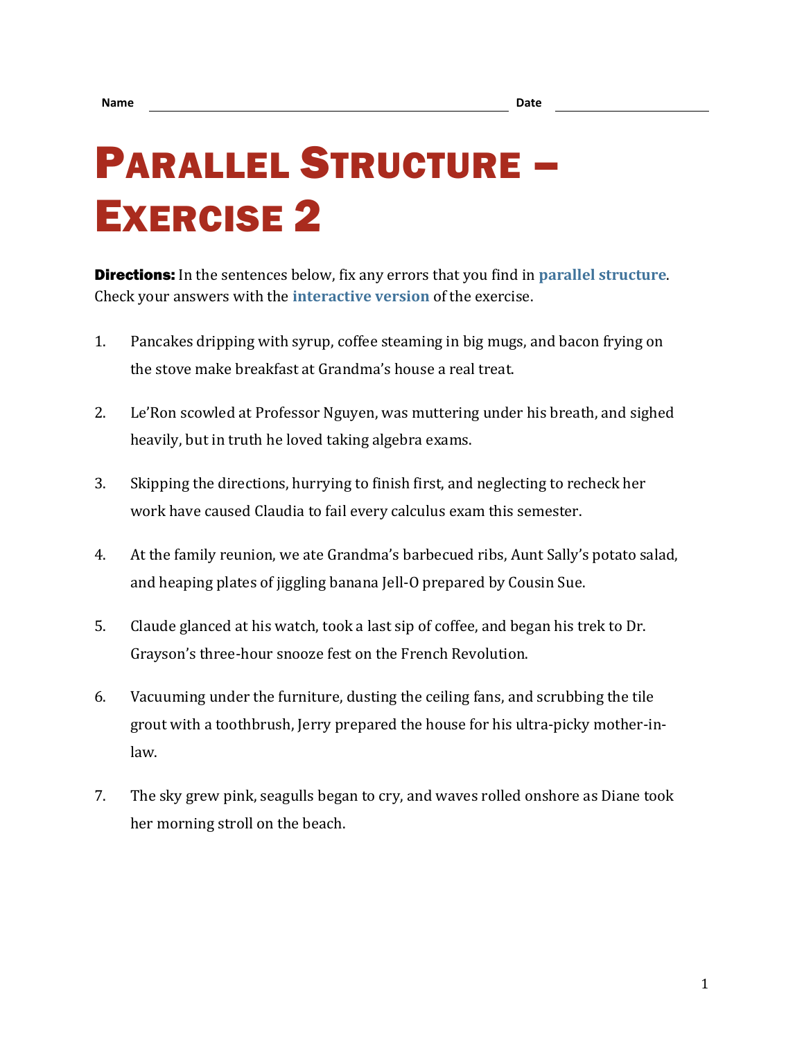Name ______________________________ Date ______________

# Parallel Structure – Exercise 2

**Directions:** In the sentences below, fix any errors that you find in **parallel structure**. Check your answers with the **interactive version** of the exercise.

1. Pancakes dripping with syrup, coffee steaming in big mugs, and bacon frying on the stove make breakfast at Grandma's house a real treat.

2. Le'Ron scowled at Professor Nguyen, was muttering under his breath, and sighed heavily, but in truth he loved taking algebra exams.

3. Skipping the directions, hurrying to finish first, and neglecting to recheck her work have caused Claudia to fail every calculus exam this semester.

4. At the family reunion, we ate Grandma's barbecued ribs, Aunt Sally's potato salad, and heaping plates of jiggling banana Jell-O prepared by Cousin Sue.

5. Claude glanced at his watch, took a last sip of coffee, and began his trek to Dr. Grayson's three-hour snooze fest on the French Revolution.

6. Vacuuming under the furniture, dusting the ceiling fans, and scrubbing the tile grout with a toothbrush, Jerry prepared the house for his ultra-picky mother-in-law.

7. The sky grew pink, seagulls began to cry, and waves rolled onshore as Diane took her morning stroll on the beach.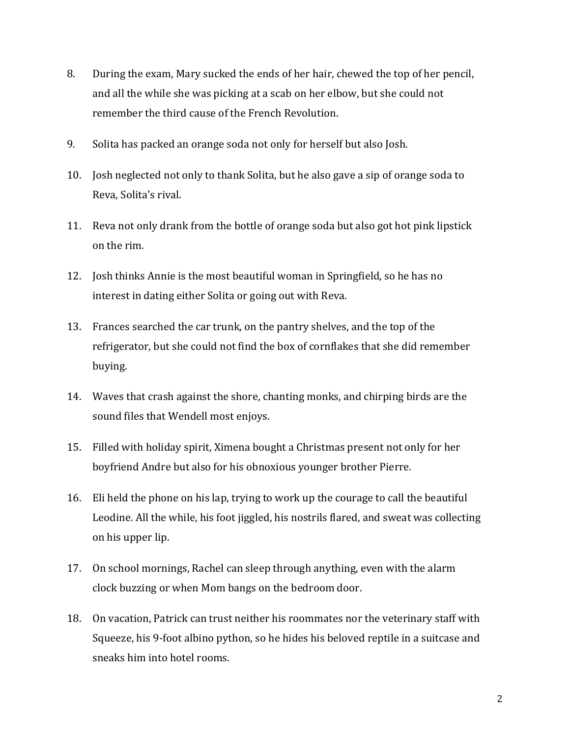8. During the exam, Mary sucked the ends of her hair, chewed the top of her pencil, and all the while she was picking at a scab on her elbow, but she could not remember the third cause of the French Revolution.

9. Solita has packed an orange soda not only for herself but also Josh.

10. Josh neglected not only to thank Solita, but he also gave a sip of orange soda to Reva, Solita's rival.

11. Reva not only drank from the bottle of orange soda but also got hot pink lipstick on the rim.

12. Josh thinks Annie is the most beautiful woman in Springfield, so he has no interest in dating either Solita or going out with Reva.

13. Frances searched the car trunk, on the pantry shelves, and the top of the refrigerator, but she could not find the box of cornflakes that she did remember buying.

14. Waves that crash against the shore, chanting monks, and chirping birds are the sound files that Wendell most enjoys.

15. Filled with holiday spirit, Ximena bought a Christmas present not only for her boyfriend Andre but also for his obnoxious younger brother Pierre.

16. Eli held the phone on his lap, trying to work up the courage to call the beautiful Leodine. All the while, his foot jiggled, his nostrils flared, and sweat was collecting on his upper lip.

17. On school mornings, Rachel can sleep through anything, even with the alarm clock buzzing or when Mom bangs on the bedroom door.

18. On vacation, Patrick can trust neither his roommates nor the veterinary staff with Squeeze, his 9-foot albino python, so he hides his beloved reptile in a suitcase and sneaks him into hotel rooms.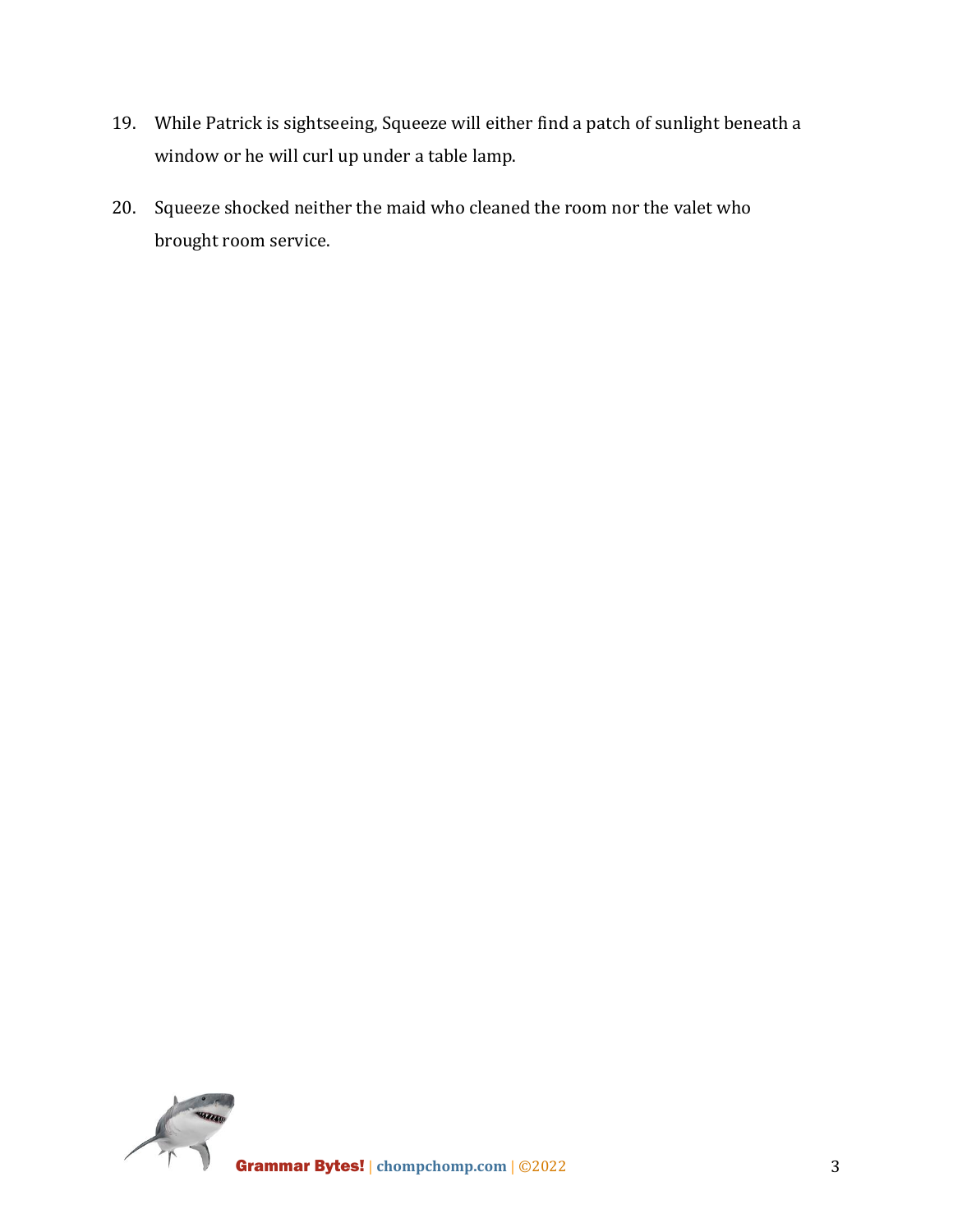19. While Patrick is sightseeing, Squeeze will either find a patch of sunlight beneath a window or he will curl up under a table lamp.

20. Squeeze shocked neither the maid who cleaned the room nor the valet who brought room service.